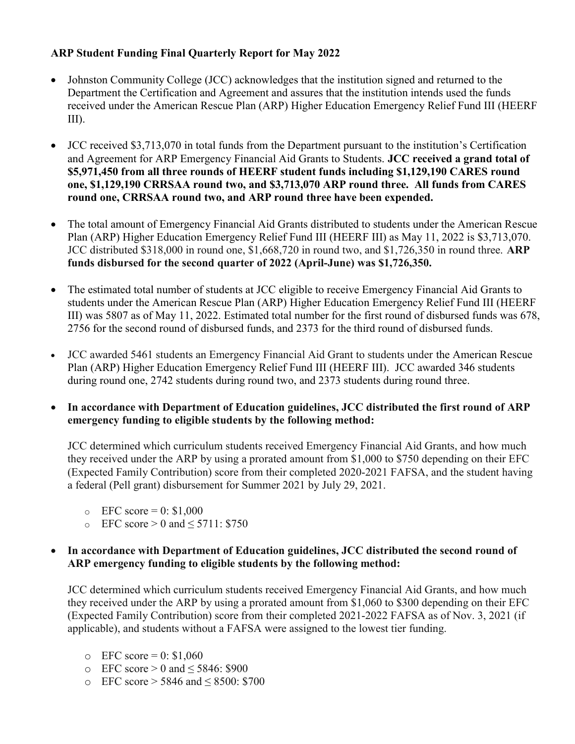**ARP Student Funding Final Quarterly Report for May 2022**

- Johnston Community College (JCC) acknowledges that the institution signed and returned to the Department the Certification and Agreement and assures that the institution intends used the funds received under the American Rescue Plan (ARP) Higher Education Emergency Relief Fund III (HEERF III).

- JCC received $3,713,070 in total funds from the Department pursuant to the institution's Certification and Agreement for ARP Emergency Financial Aid Grants to Students. **JCC received a grand total of $5,971,450 from all three rounds of HEERF student funds including $1,129,190 CARES round one, $1,129,190 CRRSAA round two, and $3,713,070 ARP round three. All funds from CARES round one, CRRSAA round two, and ARP round three have been expended.**

- The total amount of Emergency Financial Aid Grants distributed to students under the American Rescue Plan (ARP) Higher Education Emergency Relief Fund III (HEERF III) as May 11, 2022 is $3,713,070. JCC distributed $318,000 in round one, $1,668,720 in round two, and $1,726,350 in round three. **ARP funds disbursed for the second quarter of 2022 (April-June) was $1,726,350.**

- The estimated total number of students at JCC eligible to receive Emergency Financial Aid Grants to students under the American Rescue Plan (ARP) Higher Education Emergency Relief Fund III (HEERF III) was 5807 as of May 11, 2022. Estimated total number for the first round of disbursed funds was 678, 2756 for the second round of disbursed funds, and 2373 for the third round of disbursed funds.

- JCC awarded 5461 students an Emergency Financial Aid Grant to students under the American Rescue Plan (ARP) Higher Education Emergency Relief Fund III (HEERF III). JCC awarded 346 students during round one, 2742 students during round two, and 2373 students during round three.

- **In accordance with Department of Education guidelines, JCC distributed the first round of ARP emergency funding to eligible students by the following method:**

  JCC determined which curriculum students received Emergency Financial Aid Grants, and how much they received under the ARP by using a prorated amount from $1,000 to $750 depending on their EFC (Expected Family Contribution) score from their completed 2020-2021 FAFSA, and the student having a federal (Pell grant) disbursement for Summer 2021 by July 29, 2021.

  - EFC score = 0: $1,000
  - EFC score > 0 and ≤ 5711: $750

- **In accordance with Department of Education guidelines, JCC distributed the second round of ARP emergency funding to eligible students by the following method:**

  JCC determined which curriculum students received Emergency Financial Aid Grants, and how much they received under the ARP by using a prorated amount from $1,060 to $300 depending on their EFC (Expected Family Contribution) score from their completed 2021-2022 FAFSA as of Nov. 3, 2021 (if applicable), and students without a FAFSA were assigned to the lowest tier funding.

  - EFC score = 0: $1,060
  - EFC score > 0 and ≤ 5846: $900
  - EFC score > 5846 and ≤ 8500: $700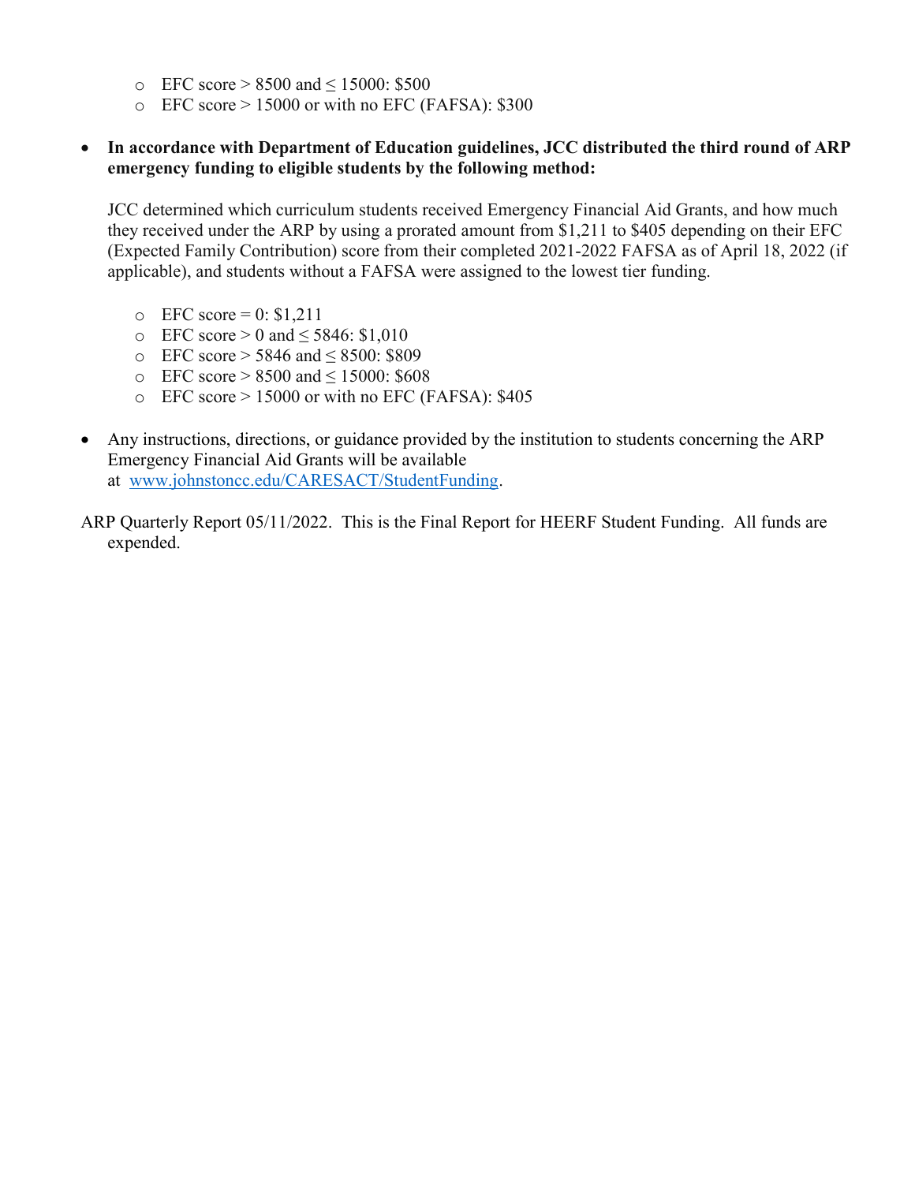- EFC score > 8500 and ≤ 15000: $500
  - EFC score > 15000 or with no EFC (FAFSA): $300

- **In accordance with Department of Education guidelines, JCC distributed the third round of ARP emergency funding to eligible students by the following method:**

  JCC determined which curriculum students received Emergency Financial Aid Grants, and how much they received under the ARP by using a prorated amount from $1,211 to $405 depending on their EFC (Expected Family Contribution) score from their completed 2021-2022 FAFSA as of April 18, 2022 (if applicable), and students without a FAFSA were assigned to the lowest tier funding.

  - EFC score = 0: $1,211
  - EFC score > 0 and ≤ 5846: $1,010
  - EFC score > 5846 and ≤ 8500: $809
  - EFC score > 8500 and ≤ 15000: $608
  - EFC score > 15000 or with no EFC (FAFSA): $405

- Any instructions, directions, or guidance provided by the institution to students concerning the ARP Emergency Financial Aid Grants will be available at [www.johnstoncc.edu/CARESACT/StudentFunding](http://www.johnstoncc.edu/CARESACT/StudentFunding).

ARP Quarterly Report 05/11/2022. This is the Final Report for HEERF Student Funding. All funds are expended.